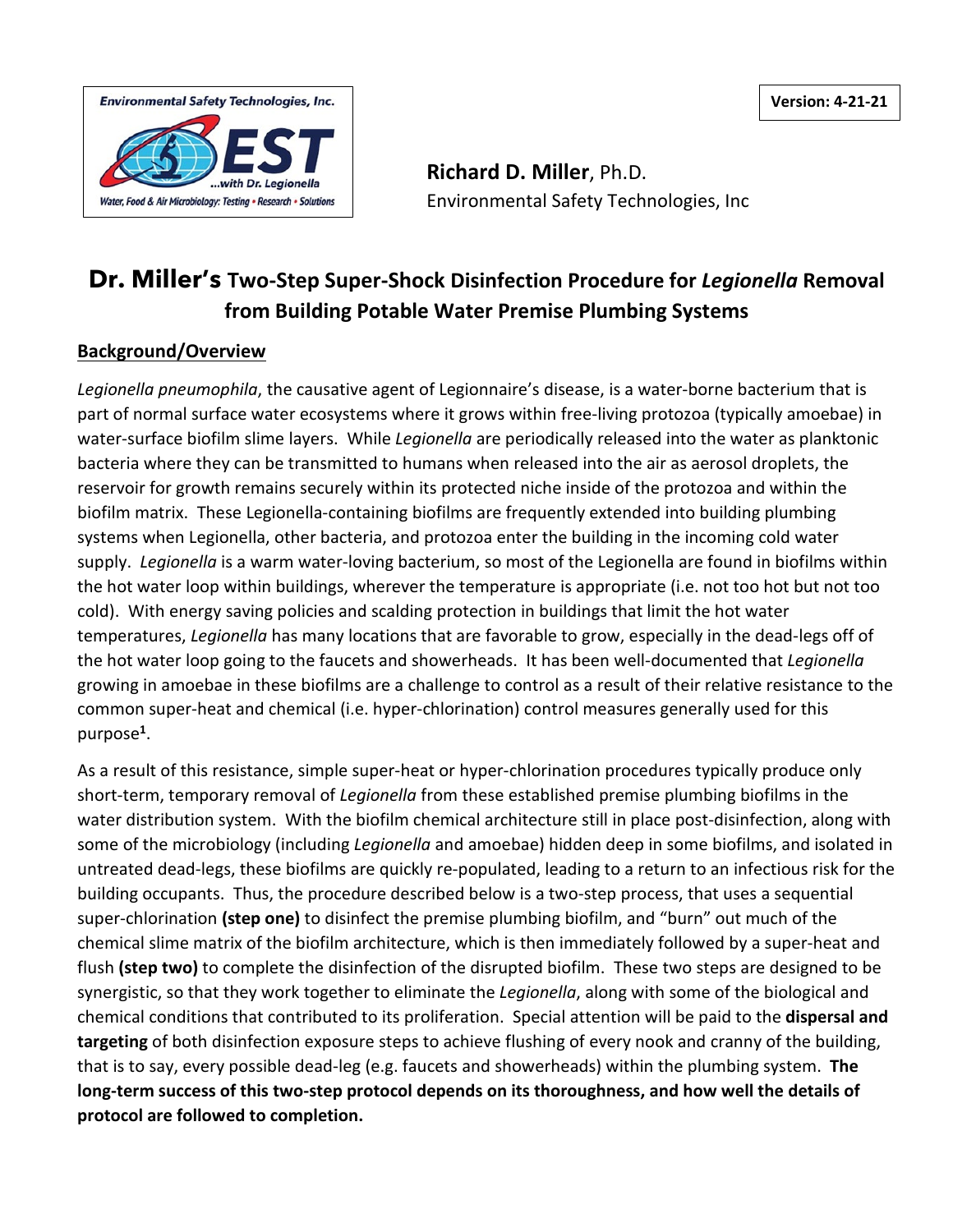**Version: 4-21-21**

**Richard D. Miller**, Ph.D.
Environmental Safety Technologies, Inc

# Dr. Miller's Two-Step Super-Shock Disinfection Procedure for *Legionella* Removal from Building Potable Water Premise Plumbing Systems

## Background/Overview

*Legionella pneumophila*, the causative agent of Legionnaire's disease, is a water-borne bacterium that is part of normal surface water ecosystems where it grows within free-living protozoa (typically amoebae) in water-surface biofilm slime layers. While *Legionella* are periodically released into the water as planktonic bacteria where they can be transmitted to humans when released into the air as aerosol droplets, the reservoir for growth remains securely within its protected niche inside of the protozoa and within the biofilm matrix. These Legionella-containing biofilms are frequently extended into building plumbing systems when Legionella, other bacteria, and protozoa enter the building in the incoming cold water supply. *Legionella* is a warm water-loving bacterium, so most of the Legionella are found in biofilms within the hot water loop within buildings, wherever the temperature is appropriate (i.e. not too hot but not too cold). With energy saving policies and scalding protection in buildings that limit the hot water temperatures, *Legionella* has many locations that are favorable to grow, especially in the dead-legs off of the hot water loop going to the faucets and showerheads. It has been well-documented that *Legionella* growing in amoebae in these biofilms are a challenge to control as a result of their relative resistance to the common super-heat and chemical (i.e. hyper-chlorination) control measures generally used for this purpose[1].

As a result of this resistance, simple super-heat or hyper-chlorination procedures typically produce only short-term, temporary removal of *Legionella* from these established premise plumbing biofilms in the water distribution system. With the biofilm chemical architecture still in place post-disinfection, along with some of the microbiology (including *Legionella* and amoebae) hidden deep in some biofilms, and isolated in untreated dead-legs, these biofilms are quickly re-populated, leading to a return to an infectious risk for the building occupants. Thus, the procedure described below is a two-step process, that uses a sequential super-chlorination **(step one)** to disinfect the premise plumbing biofilm, and "burn" out much of the chemical slime matrix of the biofilm architecture, which is then immediately followed by a super-heat and flush **(step two)** to complete the disinfection of the disrupted biofilm. These two steps are designed to be synergistic, so that they work together to eliminate the *Legionella*, along with some of the biological and chemical conditions that contributed to its proliferation. Special attention will be paid to the **dispersal and targeting** of both disinfection exposure steps to achieve flushing of every nook and cranny of the building, that is to say, every possible dead-leg (e.g. faucets and showerheads) within the plumbing system. **The long-term success of this two-step protocol depends on its thoroughness, and how well the details of protocol are followed to completion.**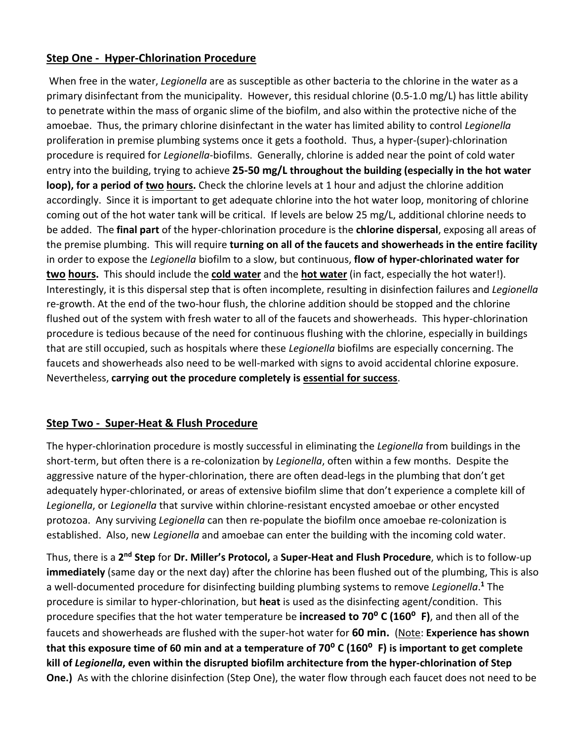## Step One - Hyper-Chlorination Procedure

When free in the water, *Legionella* are as susceptible as other bacteria to the chlorine in the water as a primary disinfectant from the municipality. However, this residual chlorine (0.5-1.0 mg/L) has little ability to penetrate within the mass of organic slime of the biofilm, and also within the protective niche of the amoebae. Thus, the primary chlorine disinfectant in the water has limited ability to control *Legionella* proliferation in premise plumbing systems once it gets a foothold. Thus, a hyper-(super)-chlorination procedure is required for *Legionella*-biofilms. Generally, chlorine is added near the point of cold water entry into the building, trying to achieve **25-50 mg/L throughout the building (especially in the hot water loop), for a period of <u>two</u> <u>hours</u>.** Check the chlorine levels at 1 hour and adjust the chlorine addition accordingly. Since it is important to get adequate chlorine into the hot water loop, monitoring of chlorine coming out of the hot water tank will be critical. If levels are below 25 mg/L, additional chlorine needs to be added. The **final part** of the hyper-chlorination procedure is the **chlorine dispersal**, exposing all areas of the premise plumbing. This will require **turning on all of the faucets and showerheads in the entire facility** in order to expose the *Legionella* biofilm to a slow, but continuous, **flow of hyper-chlorinated water for <u>two</u> <u>hours</u>.** This should include the **<u>cold water</u>** and the **<u>hot water</u>** (in fact, especially the hot water!). Interestingly, it is this dispersal step that is often incomplete, resulting in disinfection failures and *Legionella* re-growth. At the end of the two-hour flush, the chlorine addition should be stopped and the chlorine flushed out of the system with fresh water to all of the faucets and showerheads. This hyper-chlorination procedure is tedious because of the need for continuous flushing with the chlorine, especially in buildings that are still occupied, such as hospitals where these *Legionella* biofilms are especially concerning. The faucets and showerheads also need to be well-marked with signs to avoid accidental chlorine exposure. Nevertheless, **carrying out the procedure completely is <u>essential for success</u>**.

## Step Two - Super-Heat & Flush Procedure

The hyper-chlorination procedure is mostly successful in eliminating the *Legionella* from buildings in the short-term, but often there is a re-colonization by *Legionella*, often within a few months. Despite the aggressive nature of the hyper-chlorination, there are often dead-legs in the plumbing that don't get adequately hyper-chlorinated, or areas of extensive biofilm slime that don't experience a complete kill of *Legionella*, or *Legionella* that survive within chlorine-resistant encysted amoebae or other encysted protozoa. Any surviving *Legionella* can then re-populate the biofilm once amoebae re-colonization is established. Also, new *Legionella* and amoebae can enter the building with the incoming cold water.

Thus, there is a **2nd Step** for **Dr. Miller's Protocol,** a **Super-Heat and Flush Procedure**, which is to follow-up **immediately** (same day or the next day) after the chlorine has been flushed out of the plumbing, This is also a well-documented procedure for disinfecting building plumbing systems to remove *Legionella*.[1] The procedure is similar to hyper-chlorination, but **heat** is used as the disinfecting agent/condition. This procedure specifies that the hot water temperature be **increased to 70$^{o}$ C (160$^{o}$ F)**, and then all of the faucets and showerheads are flushed with the super-hot water for **60 min.** (<u>Note</u>: **Experience has shown that this exposure time of 60 min and at a temperature of 70$^{o}$ C (160$^{o}$ F) is important to get complete kill of *Legionella*, even within the disrupted biofilm architecture from the hyper-chlorination of Step One.)** As with the chlorine disinfection (Step One), the water flow through each faucet does not need to be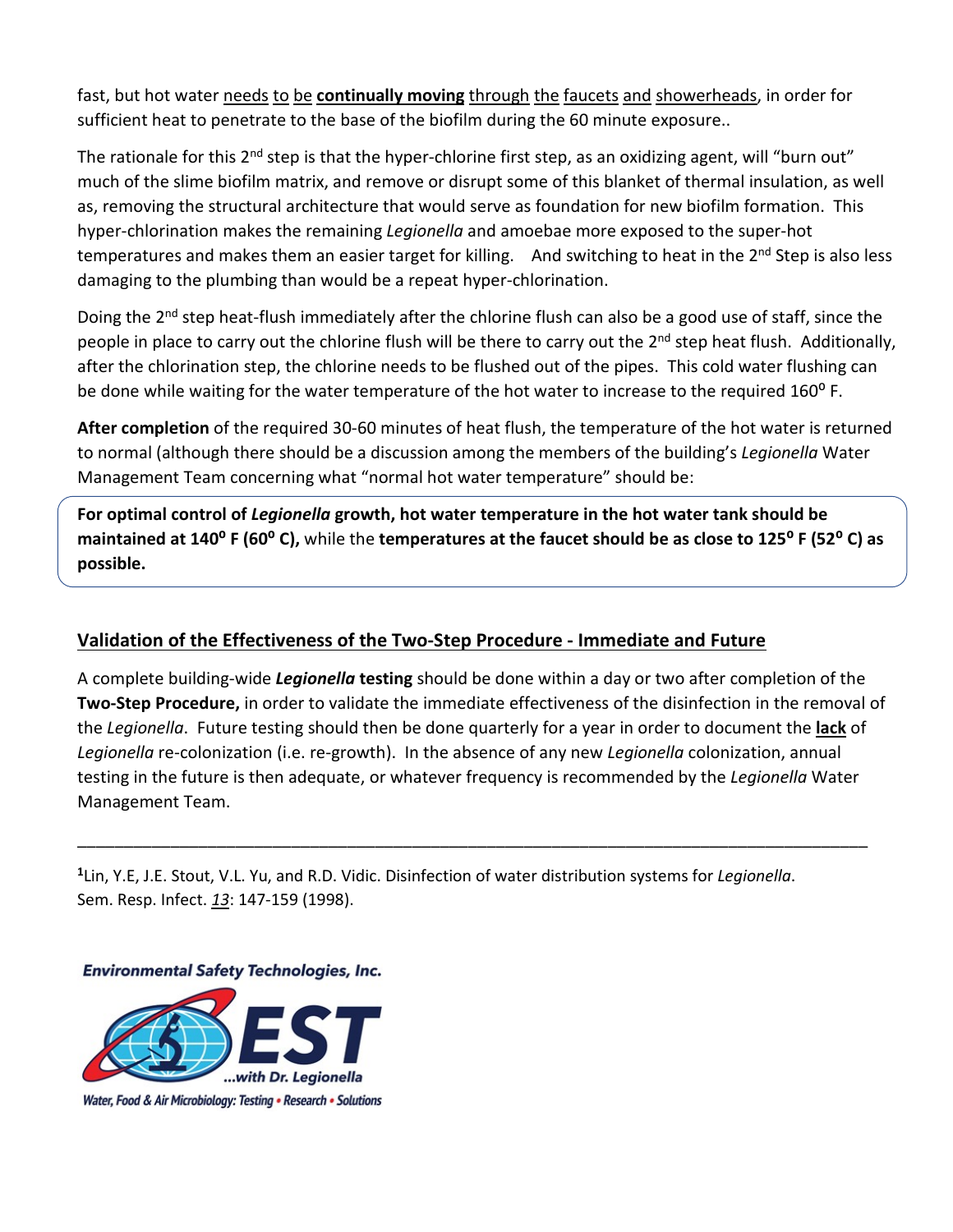fast, but hot water needs to be **continually moving** through the faucets and showerheads, in order for sufficient heat to penetrate to the base of the biofilm during the 60 minute exposure..

The rationale for this 2nd step is that the hyper-chlorine first step, as an oxidizing agent, will "burn out" much of the slime biofilm matrix, and remove or disrupt some of this blanket of thermal insulation, as well as, removing the structural architecture that would serve as foundation for new biofilm formation. This hyper-chlorination makes the remaining *Legionella* and amoebae more exposed to the super-hot temperatures and makes them an easier target for killing. And switching to heat in the 2nd Step is also less damaging to the plumbing than would be a repeat hyper-chlorination.

Doing the 2nd step heat-flush immediately after the chlorine flush can also be a good use of staff, since the people in place to carry out the chlorine flush will be there to carry out the 2nd step heat flush. Additionally, after the chlorination step, the chlorine needs to be flushed out of the pipes. This cold water flushing can be done while waiting for the water temperature of the hot water to increase to the required 160$^{o}$ F.

**After completion** of the required 30-60 minutes of heat flush, the temperature of the hot water is returned to normal (although there should be a discussion among the members of the building's *Legionella* Water Management Team concerning what "normal hot water temperature" should be:

**For optimal control of *Legionella* growth, hot water temperature in the hot water tank should be maintained at 140$^{o}$ F (60$^{o}$ C),** while the **temperatures at the faucet should be as close to 125$^{o}$ F (52$^{o}$ C) as possible.**

## Validation of the Effectiveness of the Two-Step Procedure - Immediate and Future

A complete building-wide ***Legionella* testing** should be done within a day or two after completion of the **Two-Step Procedure,** in order to validate the immediate effectiveness of the disinfection in the removal of the *Legionella*. Future testing should then be done quarterly for a year in order to document the **lack** of *Legionella* re-colonization (i.e. re-growth). In the absence of any new *Legionella* colonization, annual testing in the future is then adequate, or whatever frequency is recommended by the *Legionella* Water Management Team.

---

**[1]** Lin, Y.E, J.E. Stout, V.L. Yu, and R.D. Vidic. Disinfection of water distribution systems for *Legionella*. Sem. Resp. Infect. *13*: 147-159 (1998).

Environmental Safety Technologies, Inc.

EST ...with Dr. Legionella

Water, Food & Air Microbiology: Testing • Research • Solutions